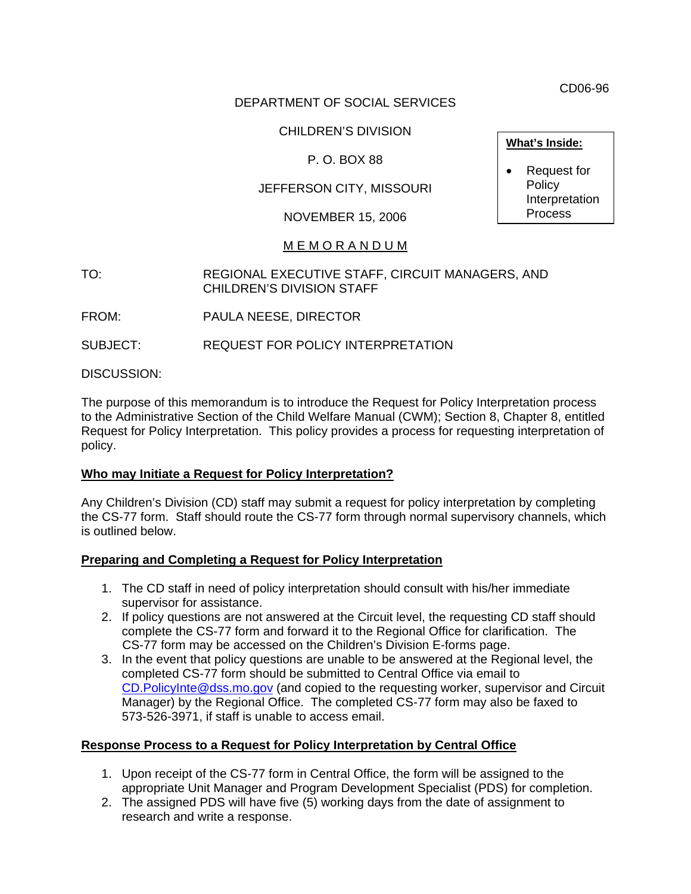CD06-96

DEPARTMENT OF SOCIAL SERVICES

CHILDREN'S DIVISION

P. O. BOX 88

JEFFERSON CITY, MISSOURI

NOVEMBER 15, 2006

**What's Inside:**

- Request for Policy Interpretation Process

M E M O R A N D U M

TO: REGIONAL EXECUTIVE STAFF, CIRCUIT MANAGERS, AND CHILDREN'S DIVISION STAFF

FROM: PAULA NEESE, DIRECTOR

SUBJECT: REQUEST FOR POLICY INTERPRETATION

DISCUSSION:

The purpose of this memorandum is to introduce the Request for Policy Interpretation process to the Administrative Section of the Child Welfare Manual (CWM); Section 8, Chapter 8, entitled Request for Policy Interpretation. This policy provides a process for requesting interpretation of policy.

**Who may Initiate a Request for Policy Interpretation?**

Any Children's Division (CD) staff may submit a request for policy interpretation by completing the CS-77 form. Staff should route the CS-77 form through normal supervisory channels, which is outlined below.

**Preparing and Completing a Request for Policy Interpretation**

1. The CD staff in need of policy interpretation should consult with his/her immediate supervisor for assistance.
2. If policy questions are not answered at the Circuit level, the requesting CD staff should complete the CS-77 form and forward it to the Regional Office for clarification. The CS-77 form may be accessed on the Children's Division E-forms page.
3. In the event that policy questions are unable to be answered at the Regional level, the completed CS-77 form should be submitted to Central Office via email to CD.PolicyInte@dss.mo.gov (and copied to the requesting worker, supervisor and Circuit Manager) by the Regional Office. The completed CS-77 form may also be faxed to 573-526-3971, if staff is unable to access email.

**Response Process to a Request for Policy Interpretation by Central Office**

1. Upon receipt of the CS-77 form in Central Office, the form will be assigned to the appropriate Unit Manager and Program Development Specialist (PDS) for completion.
2. The assigned PDS will have five (5) working days from the date of assignment to research and write a response.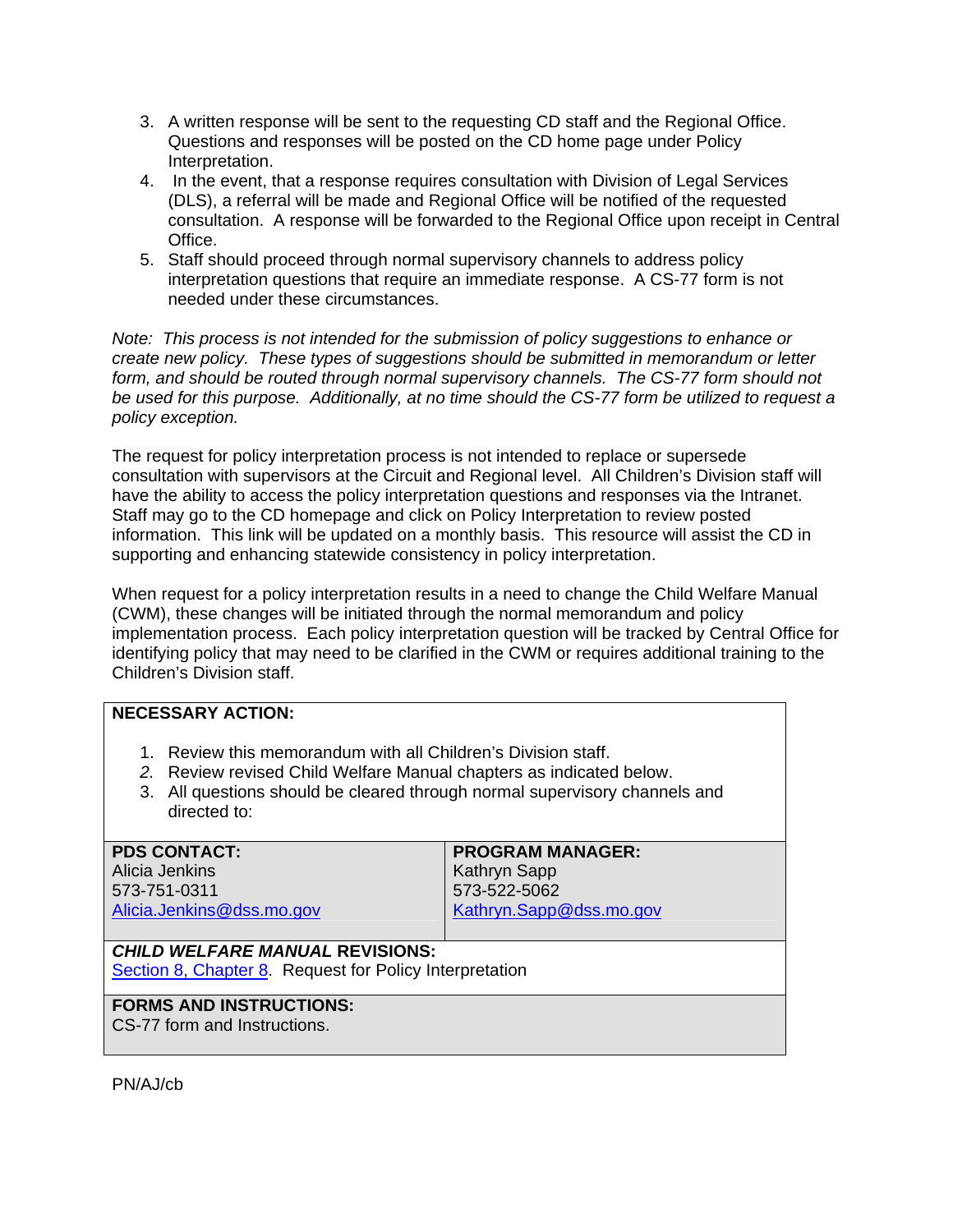3. A written response will be sent to the requesting CD staff and the Regional Office. Questions and responses will be posted on the CD home page under Policy Interpretation.
4. In the event, that a response requires consultation with Division of Legal Services (DLS), a referral will be made and Regional Office will be notified of the requested consultation. A response will be forwarded to the Regional Office upon receipt in Central Office.
5. Staff should proceed through normal supervisory channels to address policy interpretation questions that require an immediate response. A CS-77 form is not needed under these circumstances.

*Note: This process is not intended for the submission of policy suggestions to enhance or create new policy. These types of suggestions should be submitted in memorandum or letter form, and should be routed through normal supervisory channels. The CS-77 form should not be used for this purpose. Additionally, at no time should the CS-77 form be utilized to request a policy exception.*

The request for policy interpretation process is not intended to replace or supersede consultation with supervisors at the Circuit and Regional level. All Children's Division staff will have the ability to access the policy interpretation questions and responses via the Intranet. Staff may go to the CD homepage and click on Policy Interpretation to review posted information. This link will be updated on a monthly basis. This resource will assist the CD in supporting and enhancing statewide consistency in policy interpretation.

When request for a policy interpretation results in a need to change the Child Welfare Manual (CWM), these changes will be initiated through the normal memorandum and policy implementation process. Each policy interpretation question will be tracked by Central Office for identifying policy that may need to be clarified in the CWM or requires additional training to the Children's Division staff.

**NECESSARY ACTION:**

1. Review this memorandum with all Children's Division staff.
2. Review revised Child Welfare Manual chapters as indicated below.
3. All questions should be cleared through normal supervisory channels and directed to:

| **PDS CONTACT:** | **PROGRAM MANAGER:** |
|---|---|
| Alicia Jenkins<br>573-751-0311<br>Alicia.Jenkins@dss.mo.gov | Kathryn Sapp<br>573-522-5062<br>Kathryn.Sapp@dss.mo.gov |

***CHILD WELFARE MANUAL* REVISIONS:**
Section 8, Chapter 8. Request for Policy Interpretation

**FORMS AND INSTRUCTIONS:**
CS-77 form and Instructions.

PN/AJ/cb